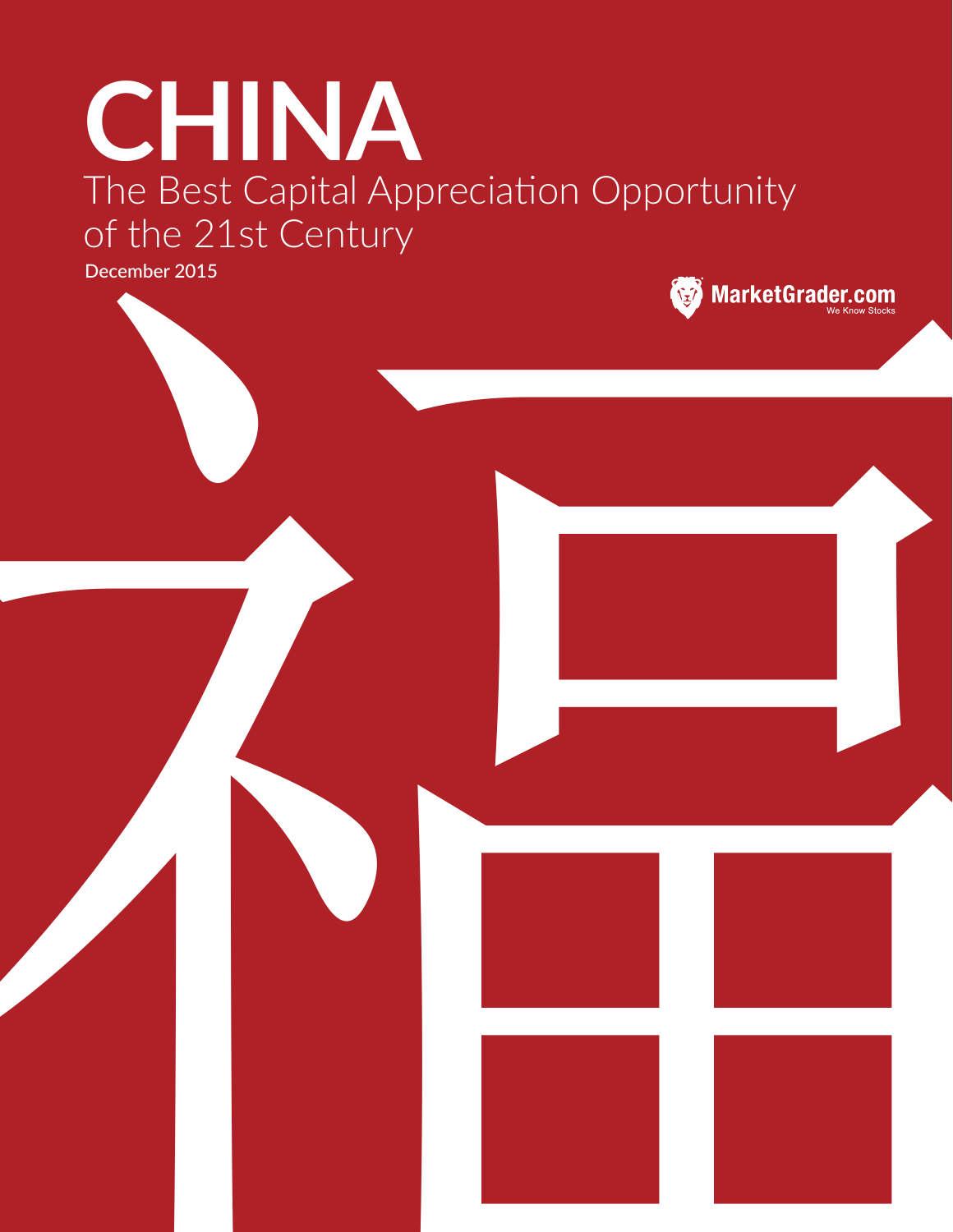# CHINA

## The Best Capital Appreciation Opportunity of the 21st Century

December 2015

MarketGrader.com
We Know Stocks

福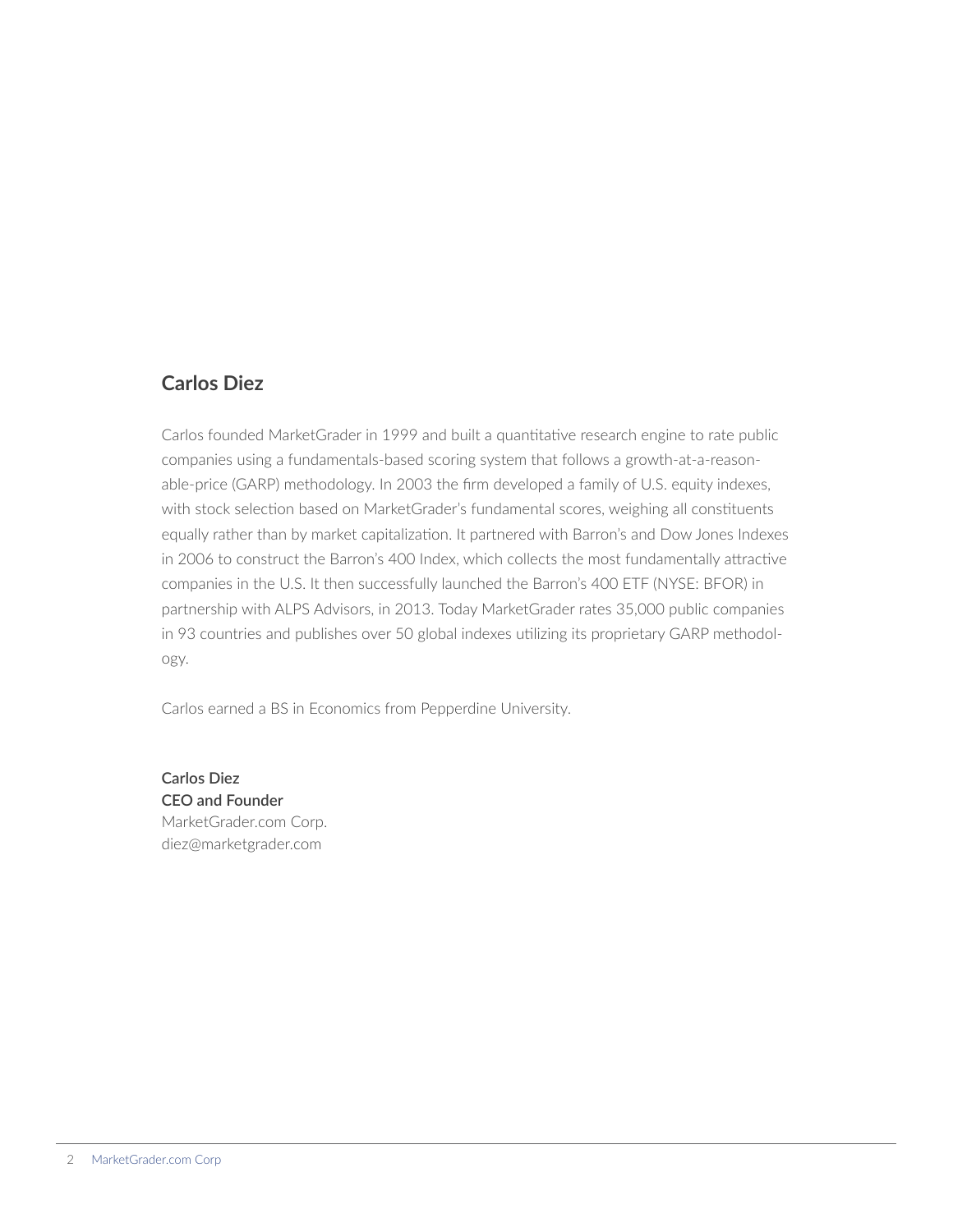## Carlos Diez

Carlos founded MarketGrader in 1999 and built a quantitative research engine to rate public companies using a fundamentals-based scoring system that follows a growth-at-a-reasonable-price (GARP) methodology. In 2003 the firm developed a family of U.S. equity indexes, with stock selection based on MarketGrader's fundamental scores, weighing all constituents equally rather than by market capitalization. It partnered with Barron's and Dow Jones Indexes in 2006 to construct the Barron's 400 Index, which collects the most fundamentally attractive companies in the U.S. It then successfully launched the Barron's 400 ETF (NYSE: BFOR) in partnership with ALPS Advisors, in 2013. Today MarketGrader rates 35,000 public companies in 93 countries and publishes over 50 global indexes utilizing its proprietary GARP methodology.

Carlos earned a BS in Economics from Pepperdine University.

**Carlos Diez**
**CEO and Founder**
MarketGrader.com Corp.
diez@marketgrader.com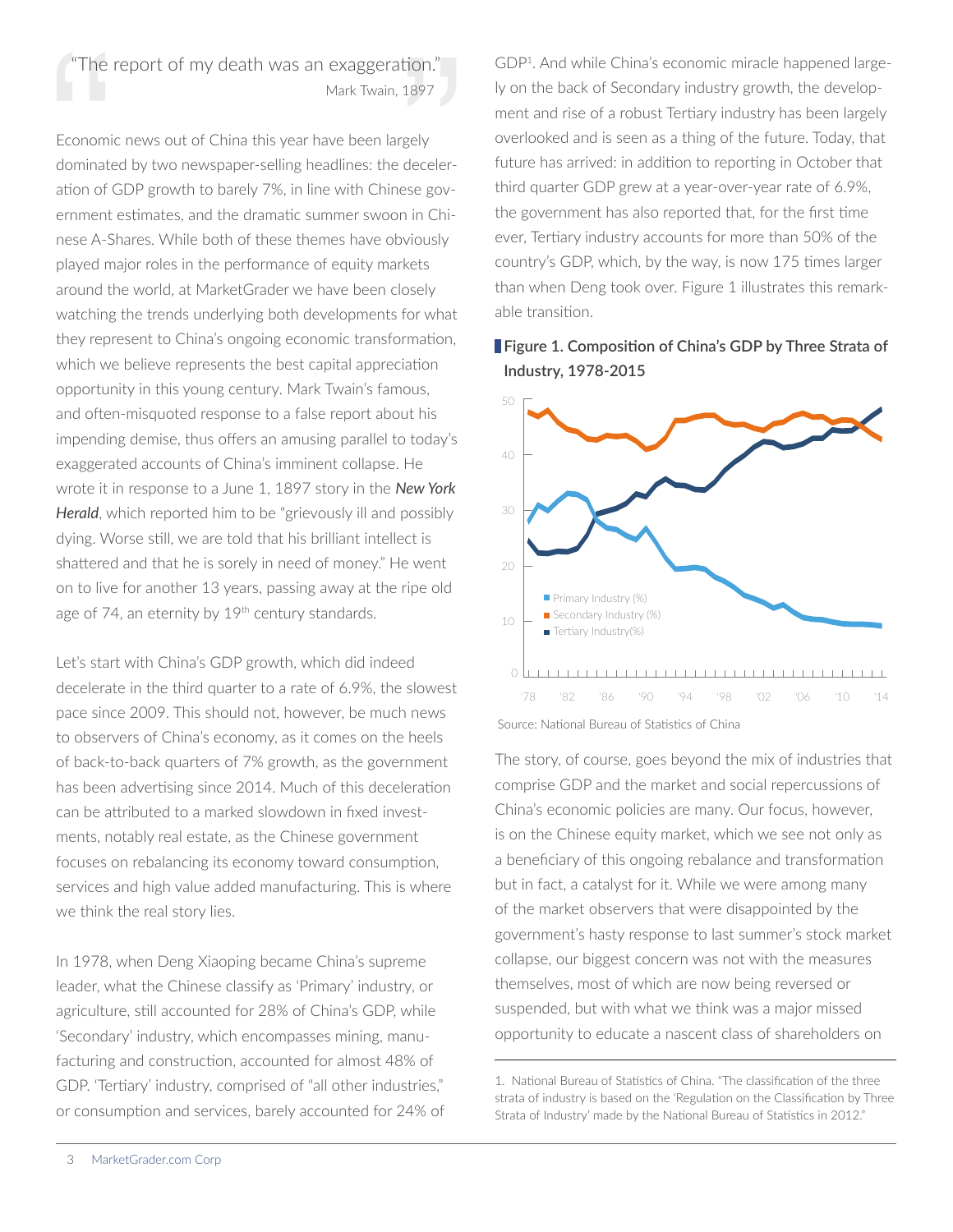> "The report of my death was an exaggeration."
> Mark Twain, 1897

Economic news out of China this year have been largely dominated by two newspaper-selling headlines: the deceleration of GDP growth to barely 7%, in line with Chinese government estimates, and the dramatic summer swoon in Chinese A-Shares. While both of these themes have obviously played major roles in the performance of equity markets around the world, at MarketGrader we have been closely watching the trends underlying both developments for what they represent to China's ongoing economic transformation, which we believe represents the best capital appreciation opportunity in this young century. Mark Twain's famous, and often-misquoted response to a false report about his impending demise, thus offers an amusing parallel to today's exaggerated accounts of China's imminent collapse. He wrote it in response to a June 1, 1897 story in the ***New York Herald***, which reported him to be "grievously ill and possibly dying. Worse still, we are told that his brilliant intellect is shattered and that he is sorely in need of money." He went on to live for another 13 years, passing away at the ripe old age of 74, an eternity by 19th century standards.

Let's start with China's GDP growth, which did indeed decelerate in the third quarter to a rate of 6.9%, the slowest pace since 2009. This should not, however, be much news to observers of China's economy, as it comes on the heels of back-to-back quarters of 7% growth, as the government has been advertising since 2014. Much of this deceleration can be attributed to a marked slowdown in fixed investments, notably real estate, as the Chinese government focuses on rebalancing its economy toward consumption, services and high value added manufacturing. This is where we think the real story lies.

In 1978, when Deng Xiaoping became China's supreme leader, what the Chinese classify as 'Primary' industry, or agriculture, still accounted for 28% of China's GDP, while 'Secondary' industry, which encompasses mining, manufacturing and construction, accounted for almost 48% of GDP. 'Tertiary' industry, comprised of "all other industries," or consumption and services, barely accounted for 24% of GDP[1]. And while China's economic miracle happened largely on the back of Secondary industry growth, the development and rise of a robust Tertiary industry has been largely overlooked and is seen as a thing of the future. Today, that future has arrived: in addition to reporting in October that third quarter GDP grew at a year-over-year rate of 6.9%, the government has also reported that, for the first time ever, Tertiary industry accounts for more than 50% of the country's GDP, which, by the way, is now 175 times larger than when Deng took over. Figure 1 illustrates this remarkable transition.

**Figure 1. Composition of China's GDP by Three Strata of Industry, 1978-2015**

Source: National Bureau of Statistics of China

The story, of course, goes beyond the mix of industries that comprise GDP and the market and social repercussions of China's economic policies are many. Our focus, however, is on the Chinese equity market, which we see not only as a beneficiary of this ongoing rebalance and transformation but in fact, a catalyst for it. While we were among many of the market observers that were disappointed by the government's hasty response to last summer's stock market collapse, our biggest concern was not with the measures themselves, most of which are now being reversed or suspended, but with what we think was a major missed opportunity to educate a nascent class of shareholders on

1. National Bureau of Statistics of China. "The classification of the three strata of industry is based on the 'Regulation on the Classification by Three Strata of Industry' made by the National Bureau of Statistics in 2012."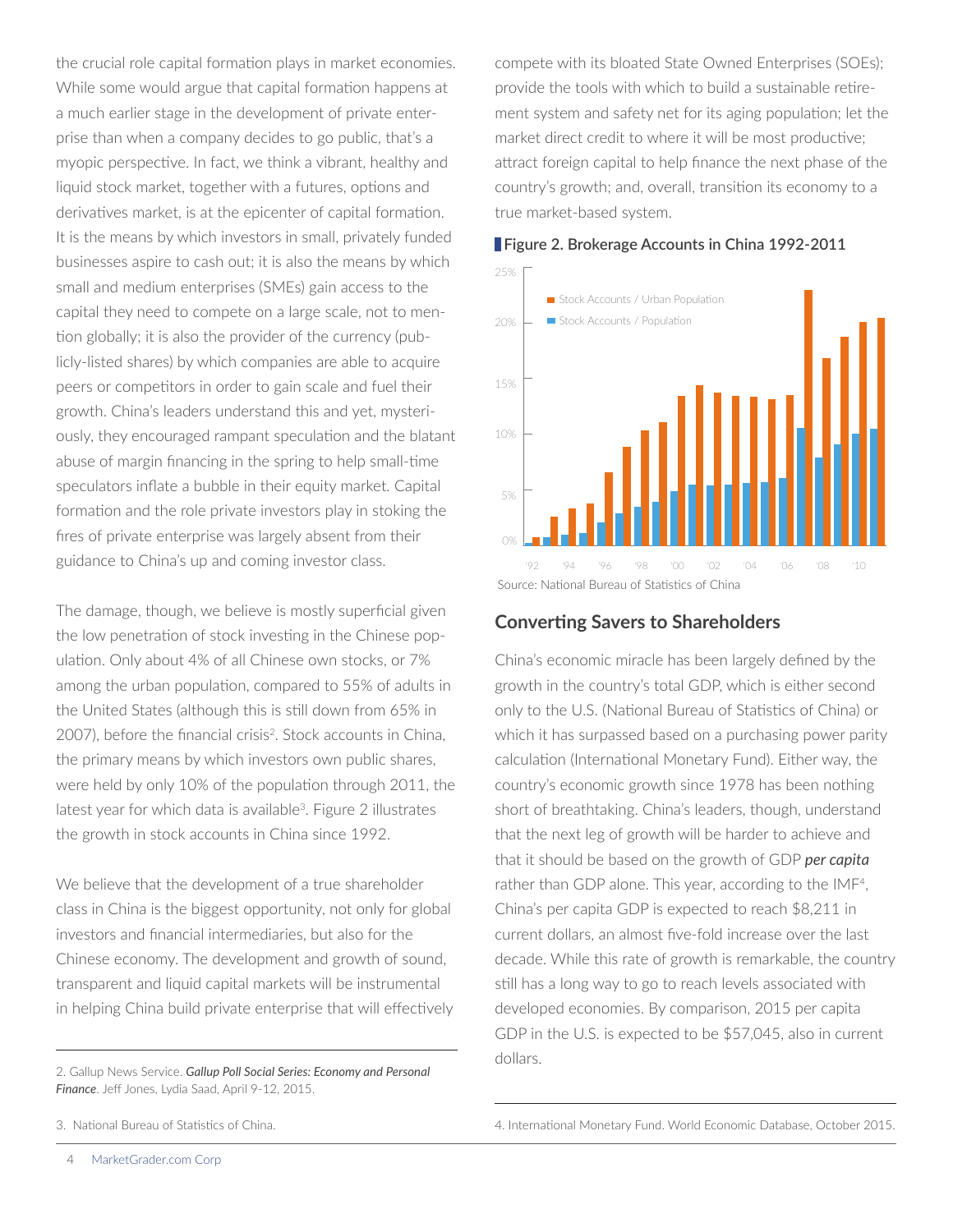the crucial role capital formation plays in market economies. While some would argue that capital formation happens at a much earlier stage in the development of private enterprise than when a company decides to go public, that's a myopic perspective. In fact, we think a vibrant, healthy and liquid stock market, together with a futures, options and derivatives market, is at the epicenter of capital formation. It is the means by which investors in small, privately funded businesses aspire to cash out; it is also the means by which small and medium enterprises (SMEs) gain access to the capital they need to compete on a large scale, not to mention globally; it is also the provider of the currency (publicly-listed shares) by which companies are able to acquire peers or competitors in order to gain scale and fuel their growth. China's leaders understand this and yet, mysteriously, they encouraged rampant speculation and the blatant abuse of margin financing in the spring to help small-time speculators inflate a bubble in their equity market. Capital formation and the role private investors play in stoking the fires of private enterprise was largely absent from their guidance to China's up and coming investor class.

The damage, though, we believe is mostly superficial given the low penetration of stock investing in the Chinese population. Only about 4% of all Chinese own stocks, or 7% among the urban population, compared to 55% of adults in the United States (although this is still down from 65% in 2007), before the financial crisis[2]. Stock accounts in China, the primary means by which investors own public shares, were held by only 10% of the population through 2011, the latest year for which data is available[3]. Figure 2 illustrates the growth in stock accounts in China since 1992.

We believe that the development of a true shareholder class in China is the biggest opportunity, not only for global investors and financial intermediaries, but also for the Chinese economy. The development and growth of sound, transparent and liquid capital markets will be instrumental in helping China build private enterprise that will effectively compete with its bloated State Owned Enterprises (SOEs); provide the tools with which to build a sustainable retirement system and safety net for its aging population; let the market direct credit to where it will be most productive; attract foreign capital to help finance the next phase of the country's growth; and, overall, transition its economy to a true market-based system.

**Figure 2. Brokerage Accounts in China 1992-2011**

Source: National Bureau of Statistics of China

## Converting Savers to Shareholders

China's economic miracle has been largely defined by the growth in the country's total GDP, which is either second only to the U.S. (National Bureau of Statistics of China) or which it has surpassed based on a purchasing power parity calculation (International Monetary Fund). Either way, the country's economic growth since 1978 has been nothing short of breathtaking. China's leaders, though, understand that the next leg of growth will be harder to achieve and that it should be based on the growth of GDP ***per capita*** rather than GDP alone. This year, according to the IMF[4], China's per capita GDP is expected to reach $8,211 in current dollars, an almost five-fold increase over the last decade. While this rate of growth is remarkable, the country still has a long way to go to reach levels associated with developed economies. By comparison, 2015 per capita GDP in the U.S. is expected to be $57,045, also in current dollars.

2. Gallup News Service. ***Gallup Poll Social Series: Economy and Personal Finance***. Jeff Jones, Lydia Saad, April 9-12, 2015.

3. National Bureau of Statistics of China.

4. International Monetary Fund. World Economic Database, October 2015.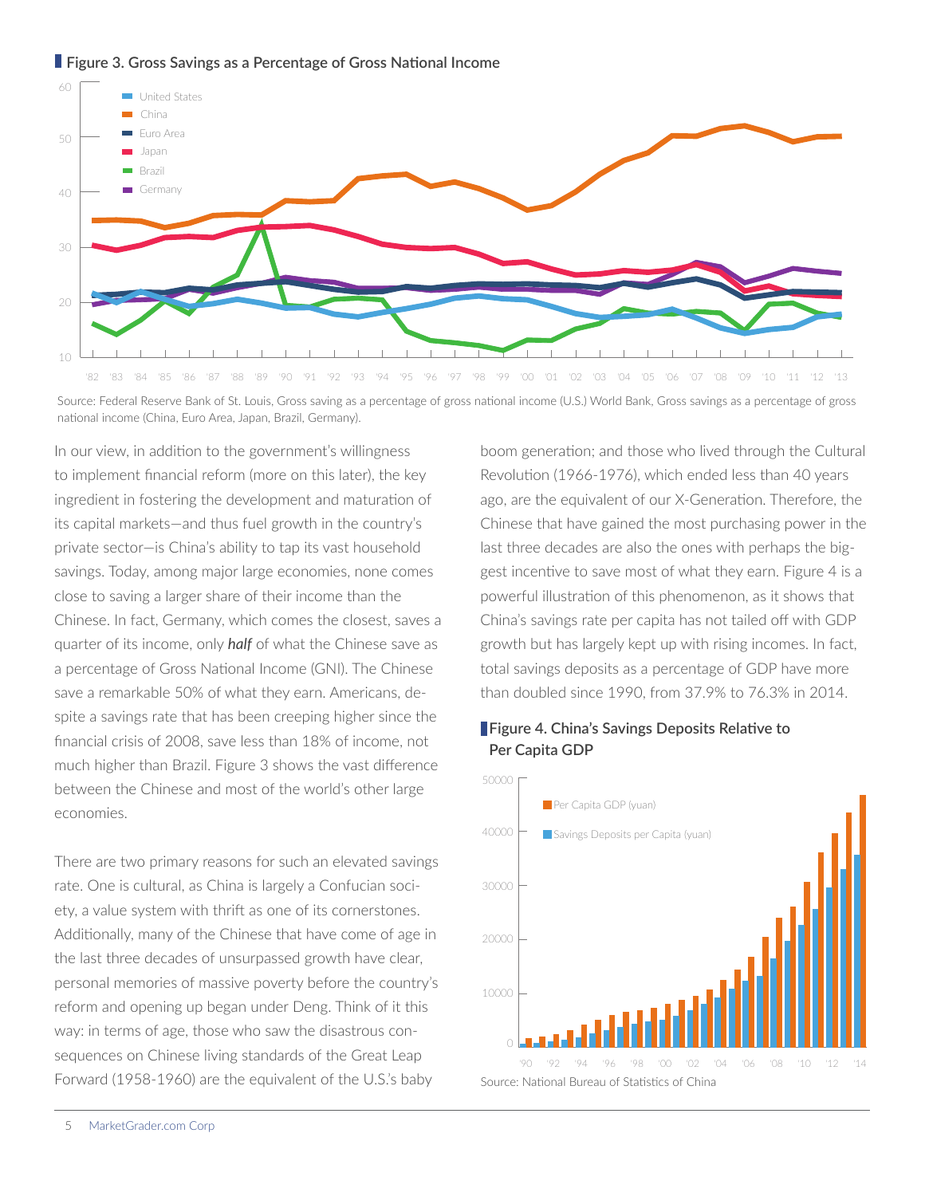**Figure 3. Gross Savings as a Percentage of Gross National Income**

Source: Federal Reserve Bank of St. Louis, Gross saving as a percentage of gross national income (U.S.) World Bank, Gross savings as a percentage of gross national income (China, Euro Area, Japan, Brazil, Germany).

In our view, in addition to the government's willingness to implement financial reform (more on this later), the key ingredient in fostering the development and maturation of its capital markets—and thus fuel growth in the country's private sector—is China's ability to tap its vast household savings. Today, among major large economies, none comes close to saving a larger share of their income than the Chinese. In fact, Germany, which comes the closest, saves a quarter of its income, only ***half*** of what the Chinese save as a percentage of Gross National Income (GNI). The Chinese save a remarkable 50% of what they earn. Americans, despite a savings rate that has been creeping higher since the financial crisis of 2008, save less than 18% of income, not much higher than Brazil. Figure 3 shows the vast difference between the Chinese and most of the world's other large economies.

There are two primary reasons for such an elevated savings rate. One is cultural, as China is largely a Confucian society, a value system with thrift as one of its cornerstones. Additionally, many of the Chinese that have come of age in the last three decades of unsurpassed growth have clear, personal memories of massive poverty before the country's reform and opening up began under Deng. Think of it this way: in terms of age, those who saw the disastrous consequences on Chinese living standards of the Great Leap Forward (1958-1960) are the equivalent of the U.S.'s baby boom generation; and those who lived through the Cultural Revolution (1966-1976), which ended less than 40 years ago, are the equivalent of our X-Generation. Therefore, the Chinese that have gained the most purchasing power in the last three decades are also the ones with perhaps the biggest incentive to save most of what they earn. Figure 4 is a powerful illustration of this phenomenon, as it shows that China's savings rate per capita has not tailed off with GDP growth but has largely kept up with rising incomes. In fact, total savings deposits as a percentage of GDP have more than doubled since 1990, from 37.9% to 76.3% in 2014.

**Figure 4. China's Savings Deposits Relative to Per Capita GDP**

Source: National Bureau of Statistics of China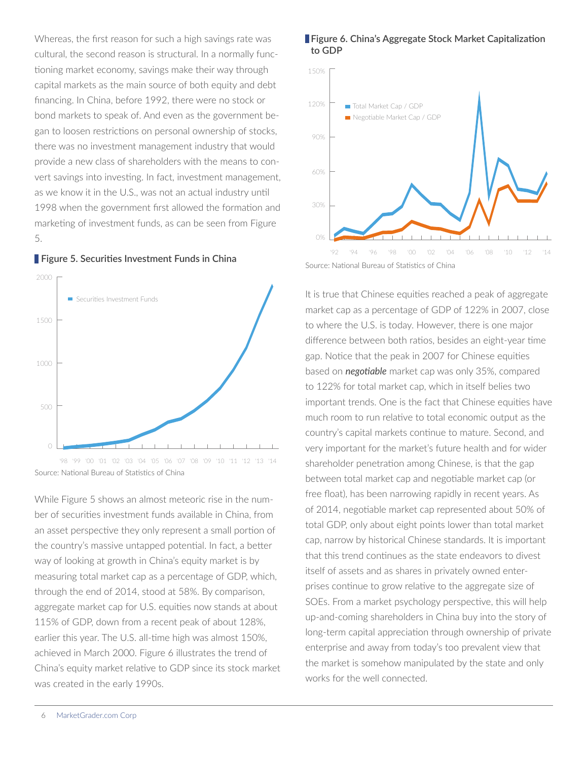Whereas, the first reason for such a high savings rate was cultural, the second reason is structural. In a normally functioning market economy, savings make their way through capital markets as the main source of both equity and debt financing. In China, before 1992, there were no stock or bond markets to speak of. And even as the government began to loosen restrictions on personal ownership of stocks, there was no investment management industry that would provide a new class of shareholders with the means to convert savings into investing. In fact, investment management, as we know it in the U.S., was not an actual industry until 1998 when the government first allowed the formation and marketing of investment funds, as can be seen from Figure 5.

**Figure 5. Securities Investment Funds in China**

Source: National Bureau of Statistics of China

While Figure 5 shows an almost meteoric rise in the number of securities investment funds available in China, from an asset perspective they only represent a small portion of the country's massive untapped potential. In fact, a better way of looking at growth in China's equity market is by measuring total market cap as a percentage of GDP, which, through the end of 2014, stood at 58%. By comparison, aggregate market cap for U.S. equities now stands at about 115% of GDP, down from a recent peak of about 128%, earlier this year. The U.S. all-time high was almost 150%, achieved in March 2000. Figure 6 illustrates the trend of China's equity market relative to GDP since its stock market was created in the early 1990s.

**Figure 6. China's Aggregate Stock Market Capitalization to GDP**

Source: National Bureau of Statistics of China

It is true that Chinese equities reached a peak of aggregate market cap as a percentage of GDP of 122% in 2007, close to where the U.S. is today. However, there is one major difference between both ratios, besides an eight-year time gap. Notice that the peak in 2007 for Chinese equities based on ***negotiable*** market cap was only 35%, compared to 122% for total market cap, which in itself belies two important trends. One is the fact that Chinese equities have much room to run relative to total economic output as the country's capital markets continue to mature. Second, and very important for the market's future health and for wider shareholder penetration among Chinese, is that the gap between total market cap and negotiable market cap (or free float), has been narrowing rapidly in recent years. As of 2014, negotiable market cap represented about 50% of total GDP, only about eight points lower than total market cap, narrow by historical Chinese standards. It is important that this trend continues as the state endeavors to divest itself of assets and as shares in privately owned enterprises continue to grow relative to the aggregate size of SOEs. From a market psychology perspective, this will help up-and-coming shareholders in China buy into the story of long-term capital appreciation through ownership of private enterprise and away from today's too prevalent view that the market is somehow manipulated by the state and only works for the well connected.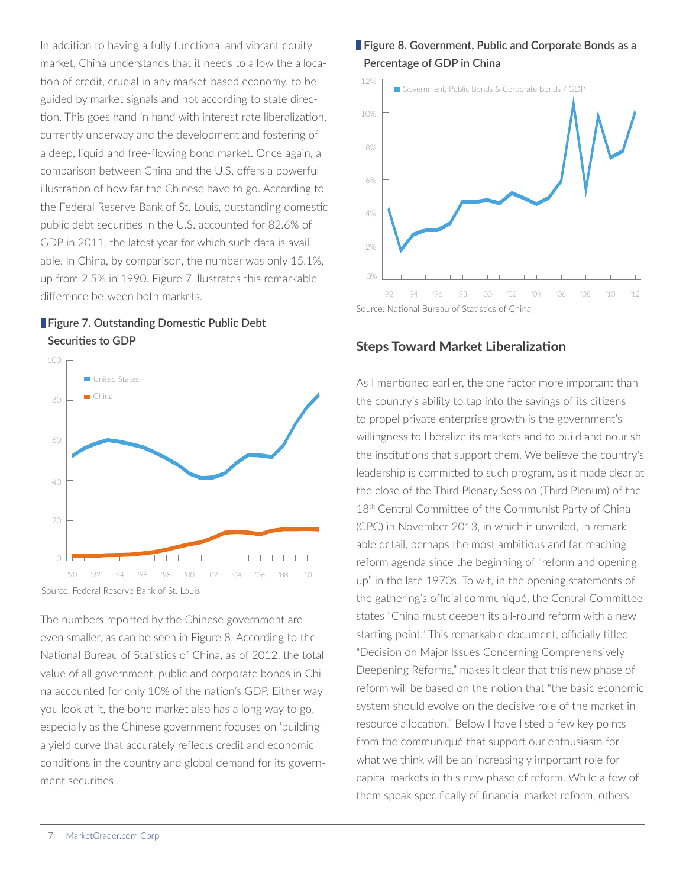In addition to having a fully functional and vibrant equity market, China understands that it needs to allow the allocation of credit, crucial in any market-based economy, to be guided by market signals and not according to state direction. This goes hand in hand with interest rate liberalization, currently underway and the development and fostering of a deep, liquid and free-flowing bond market. Once again, a comparison between China and the U.S. offers a powerful illustration of how far the Chinese have to go. According to the Federal Reserve Bank of St. Louis, outstanding domestic public debt securities in the U.S. accounted for 82.6% of GDP in 2011, the latest year for which such data is available. In China, by comparison, the number was only 15.1%, up from 2.5% in 1990. Figure 7 illustrates this remarkable difference between both markets.

**Figure 7. Outstanding Domestic Public Debt Securities to GDP**

Source: Federal Reserve Bank of St. Louis

The numbers reported by the Chinese government are even smaller, as can be seen in Figure 8. According to the National Bureau of Statistics of China, as of 2012, the total value of all government, public and corporate bonds in China accounted for only 10% of the nation's GDP. Either way you look at it, the bond market also has a long way to go, especially as the Chinese government focuses on 'building' a yield curve that accurately reflects credit and economic conditions in the country and global demand for its government securities.

**Figure 8. Government, Public and Corporate Bonds as a Percentage of GDP in China**

Source: National Bureau of Statistics of China

## Steps Toward Market Liberalization

As I mentioned earlier, the one factor more important than the country's ability to tap into the savings of its citizens to propel private enterprise growth is the government's willingness to liberalize its markets and to build and nourish the institutions that support them. We believe the country's leadership is committed to such program, as it made clear at the close of the Third Plenary Session (Third Plenum) of the 18th Central Committee of the Communist Party of China (CPC) in November 2013, in which it unveiled, in remarkable detail, perhaps the most ambitious and far-reaching reform agenda since the beginning of "reform and opening up" in the late 1970s. To wit, in the opening statements of the gathering's official communiqué, the Central Committee states "China must deepen its all-round reform with a new starting point." This remarkable document, officially titled "Decision on Major Issues Concerning Comprehensively Deepening Reforms," makes it clear that this new phase of reform will be based on the notion that "the basic economic system should evolve on the decisive role of the market in resource allocation." Below I have listed a few key points from the communiqué that support our enthusiasm for what we think will be an increasingly important role for capital markets in this new phase of reform. While a few of them speak specifically of financial market reform, others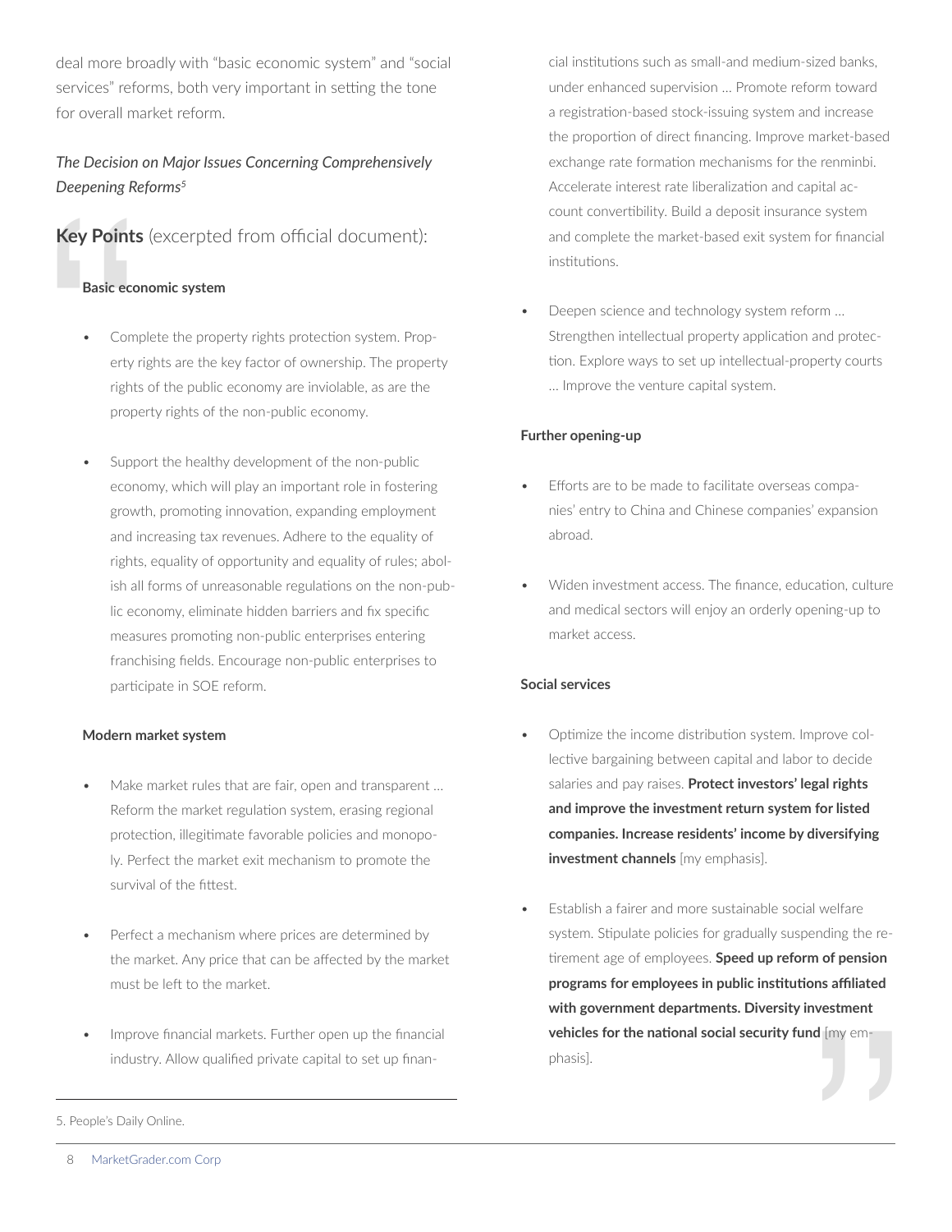deal more broadly with "basic economic system" and "social services" reforms, both very important in setting the tone for overall market reform.

*The Decision on Major Issues Concerning Comprehensively Deepening Reforms*[5]

**Key Points** (excerpted from official document):

**Basic economic system**

- Complete the property rights protection system. Property rights are the key factor of ownership. The property rights of the public economy are inviolable, as are the property rights of the non-public economy.
- Support the healthy development of the non-public economy, which will play an important role in fostering growth, promoting innovation, expanding employment and increasing tax revenues. Adhere to the equality of rights, equality of opportunity and equality of rules; abolish all forms of unreasonable regulations on the non-public economy, eliminate hidden barriers and fix specific measures promoting non-public enterprises entering franchising fields. Encourage non-public enterprises to participate in SOE reform.

**Modern market system**

- Make market rules that are fair, open and transparent … Reform the market regulation system, erasing regional protection, illegitimate favorable policies and monopoly. Perfect the market exit mechanism to promote the survival of the fittest.
- Perfect a mechanism where prices are determined by the market. Any price that can be affected by the market must be left to the market.
- Improve financial markets. Further open up the financial industry. Allow qualified private capital to set up financial institutions such as small-and medium-sized banks, under enhanced supervision … Promote reform toward a registration-based stock-issuing system and increase the proportion of direct financing. Improve market-based exchange rate formation mechanisms for the renminbi. Accelerate interest rate liberalization and capital account convertibility. Build a deposit insurance system and complete the market-based exit system for financial institutions.
- Deepen science and technology system reform … Strengthen intellectual property application and protection. Explore ways to set up intellectual-property courts … Improve the venture capital system.

**Further opening-up**

- Efforts are to be made to facilitate overseas companies' entry to China and Chinese companies' expansion abroad.
- Widen investment access. The finance, education, culture and medical sectors will enjoy an orderly opening-up to market access.

**Social services**

- Optimize the income distribution system. Improve collective bargaining between capital and labor to decide salaries and pay raises. **Protect investors' legal rights and improve the investment return system for listed companies. Increase residents' income by diversifying investment channels** [my emphasis].
- Establish a fairer and more sustainable social welfare system. Stipulate policies for gradually suspending the retirement age of employees. **Speed up reform of pension programs for employees in public institutions affiliated with government departments. Diversity investment vehicles for the national social security fund** [my emphasis].

5. People's Daily Online.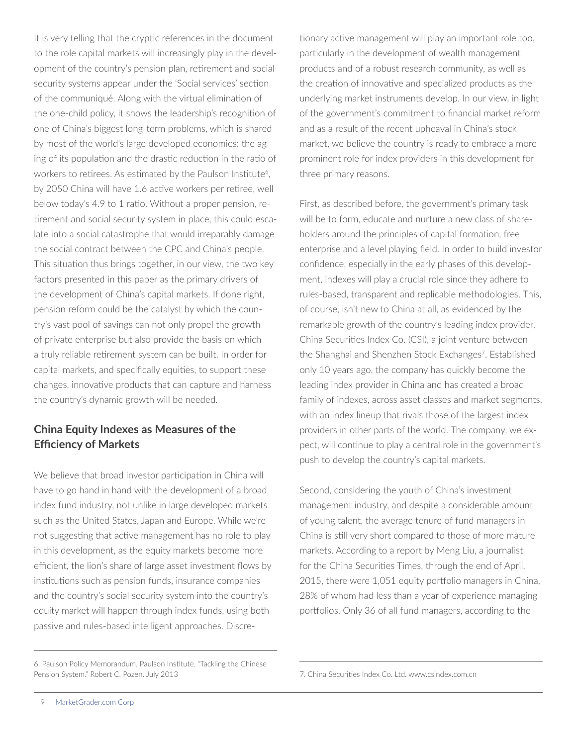It is very telling that the cryptic references in the document to the role capital markets will increasingly play in the development of the country's pension plan, retirement and social security systems appear under the 'Social services' section of the communiqué. Along with the virtual elimination of the one-child policy, it shows the leadership's recognition of one of China's biggest long-term problems, which is shared by most of the world's large developed economies: the aging of its population and the drastic reduction in the ratio of workers to retirees. As estimated by the Paulson Institute[6], by 2050 China will have 1.6 active workers per retiree, well below today's 4.9 to 1 ratio. Without a proper pension, retirement and social security system in place, this could escalate into a social catastrophe that would irreparably damage the social contract between the CPC and China's people. This situation thus brings together, in our view, the two key factors presented in this paper as the primary drivers of the development of China's capital markets. If done right, pension reform could be the catalyst by which the country's vast pool of savings can not only propel the growth of private enterprise but also provide the basis on which a truly reliable retirement system can be built. In order for capital markets, and specifically equities, to support these changes, innovative products that can capture and harness the country's dynamic growth will be needed.

## China Equity Indexes as Measures of the Efficiency of Markets

We believe that broad investor participation in China will have to go hand in hand with the development of a broad index fund industry, not unlike in large developed markets such as the United States, Japan and Europe. While we're not suggesting that active management has no role to play in this development, as the equity markets become more efficient, the lion's share of large asset investment flows by institutions such as pension funds, insurance companies and the country's social security system into the country's equity market will happen through index funds, using both passive and rules-based intelligent approaches. Discretionary active management will play an important role too, particularly in the development of wealth management products and of a robust research community, as well as the creation of innovative and specialized products as the underlying market instruments develop. In our view, in light of the government's commitment to financial market reform and as a result of the recent upheaval in China's stock market, we believe the country is ready to embrace a more prominent role for index providers in this development for three primary reasons.

First, as described before, the government's primary task will be to form, educate and nurture a new class of shareholders around the principles of capital formation, free enterprise and a level playing field. In order to build investor confidence, especially in the early phases of this development, indexes will play a crucial role since they adhere to rules-based, transparent and replicable methodologies. This, of course, isn't new to China at all, as evidenced by the remarkable growth of the country's leading index provider, China Securities Index Co. (CSI), a joint venture between the Shanghai and Shenzhen Stock Exchanges[7]. Established only 10 years ago, the company has quickly become the leading index provider in China and has created a broad family of indexes, across asset classes and market segments, with an index lineup that rivals those of the largest index providers in other parts of the world. The company, we expect, will continue to play a central role in the government's push to develop the country's capital markets.

Second, considering the youth of China's investment management industry, and despite a considerable amount of young talent, the average tenure of fund managers in China is still very short compared to those of more mature markets. According to a report by Meng Liu, a journalist for the China Securities Times, through the end of April, 2015, there were 1,051 equity portfolio managers in China, 28% of whom had less than a year of experience managing portfolios. Only 36 of all fund managers, according to the

---

6. Paulson Policy Memorandum. Paulson Institute. "Tackling the Chinese Pension System." Robert C. Pozen. July 2013

7. China Securities Index Co. Ltd. www.csindex.com.cn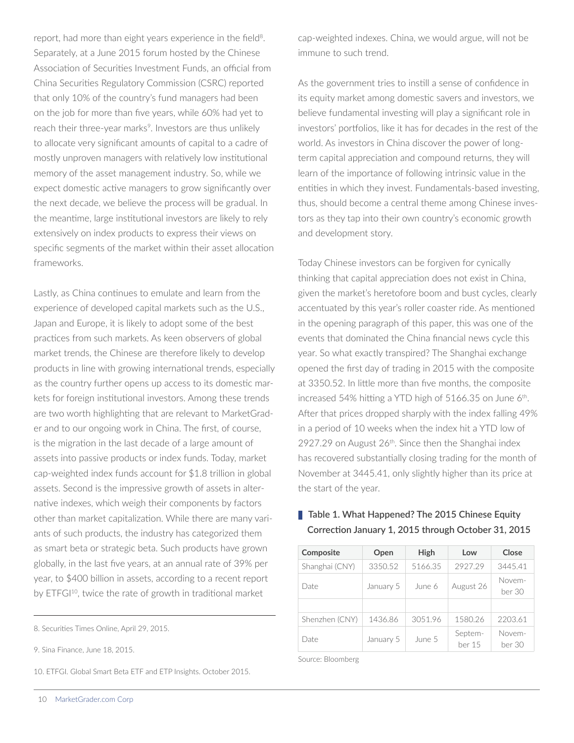report, had more than eight years experience in the field[8]. Separately, at a June 2015 forum hosted by the Chinese Association of Securities Investment Funds, an official from China Securities Regulatory Commission (CSRC) reported that only 10% of the country's fund managers had been on the job for more than five years, while 60% had yet to reach their three-year marks[9]. Investors are thus unlikely to allocate very significant amounts of capital to a cadre of mostly unproven managers with relatively low institutional memory of the asset management industry. So, while we expect domestic active managers to grow significantly over the next decade, we believe the process will be gradual. In the meantime, large institutional investors are likely to rely extensively on index products to express their views on specific segments of the market within their asset allocation frameworks.

Lastly, as China continues to emulate and learn from the experience of developed capital markets such as the U.S., Japan and Europe, it is likely to adopt some of the best practices from such markets. As keen observers of global market trends, the Chinese are therefore likely to develop products in line with growing international trends, especially as the country further opens up access to its domestic markets for foreign institutional investors. Among these trends are two worth highlighting that are relevant to MarketGrader and to our ongoing work in China. The first, of course, is the migration in the last decade of a large amount of assets into passive products or index funds. Today, market cap-weighted index funds account for $1.8 trillion in global assets. Second is the impressive growth of assets in alternative indexes, which weigh their components by factors other than market capitalization. While there are many variants of such products, the industry has categorized them as smart beta or strategic beta. Such products have grown globally, in the last five years, at an annual rate of 39% per year, to $400 billion in assets, according to a recent report by ETFGI[10], twice the rate of growth in traditional market cap-weighted indexes. China, we would argue, will not be immune to such trend.

As the government tries to instill a sense of confidence in its equity market among domestic savers and investors, we believe fundamental investing will play a significant role in investors' portfolios, like it has for decades in the rest of the world. As investors in China discover the power of long-term capital appreciation and compound returns, they will learn of the importance of following intrinsic value in the entities in which they invest. Fundamentals-based investing, thus, should become a central theme among Chinese investors as they tap into their own country's economic growth and development story.

Today Chinese investors can be forgiven for cynically thinking that capital appreciation does not exist in China, given the market's heretofore boom and bust cycles, clearly accentuated by this year's roller coaster ride. As mentioned in the opening paragraph of this paper, this was one of the events that dominated the China financial news cycle this year. So what exactly transpired? The Shanghai exchange opened the first day of trading in 2015 with the composite at 3350.52. In little more than five months, the composite increased 54% hitting a YTD high of 5166.35 on June 6th. After that prices dropped sharply with the index falling 49% in a period of 10 weeks when the index hit a YTD low of 2927.29 on August 26th. Since then the Shanghai index has recovered substantially closing trading for the month of November at 3445.41, only slightly higher than its price at the start of the year.

**Table 1. What Happened? The 2015 Chinese Equity Correction January 1, 2015 through October 31, 2015**

| Composite | Open | High | Low | Close |
|---|---|---|---|---|
| Shanghai (CNY) | 3350.52 | 5166.35 | 2927.29 | 3445.41 |
| Date | January 5 | June 6 | August 26 | November 30 |
| | | | | |
| Shenzhen (CNY) | 1436.86 | 3051.96 | 1580.26 | 2203.61 |
| Date | January 5 | June 5 | September 15 | November 30 |

Source: Bloomberg

---

8. Securities Times Online, April 29, 2015.

9. Sina Finance, June 18, 2015.

10. ETFGI. Global Smart Beta ETF and ETP Insights. October 2015.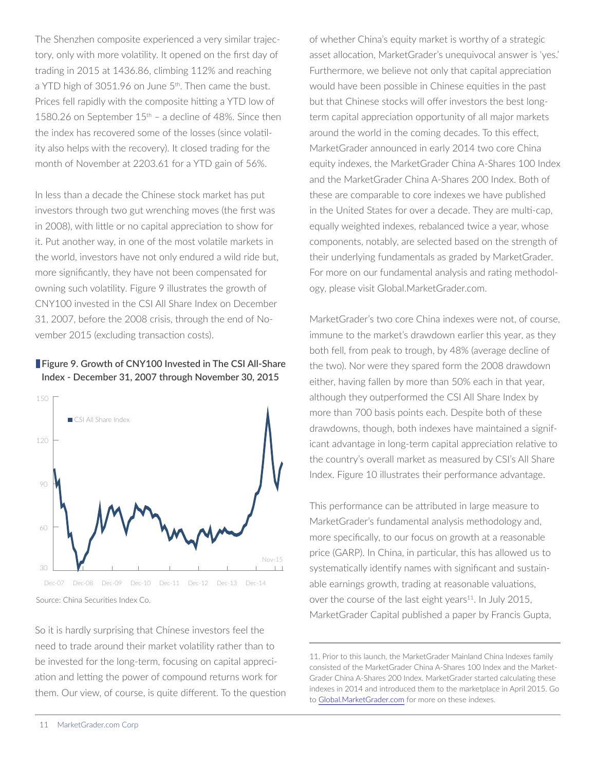The Shenzhen composite experienced a very similar trajectory, only with more volatility. It opened on the first day of trading in 2015 at 1436.86, climbing 112% and reaching a YTD high of 3051.96 on June 5th. Then came the bust. Prices fell rapidly with the composite hitting a YTD low of 1580.26 on September 15th – a decline of 48%. Since then the index has recovered some of the losses (since volatility also helps with the recovery). It closed trading for the month of November at 2203.61 for a YTD gain of 56%.

In less than a decade the Chinese stock market has put investors through two gut wrenching moves (the first was in 2008), with little or no capital appreciation to show for it. Put another way, in one of the most volatile markets in the world, investors have not only endured a wild ride but, more significantly, they have not been compensated for owning such volatility. Figure 9 illustrates the growth of CNY100 invested in the CSI All Share Index on December 31, 2007, before the 2008 crisis, through the end of November 2015 (excluding transaction costs).

**Figure 9. Growth of CNY100 Invested in The CSI All-Share Index - December 31, 2007 through November 30, 2015**

Source: China Securities Index Co.

So it is hardly surprising that Chinese investors feel the need to trade around their market volatility rather than to be invested for the long-term, focusing on capital appreciation and letting the power of compound returns work for them. Our view, of course, is quite different. To the question of whether China's equity market is worthy of a strategic asset allocation, MarketGrader's unequivocal answer is 'yes.' Furthermore, we believe not only that capital appreciation would have been possible in Chinese equities in the past but that Chinese stocks will offer investors the best long-term capital appreciation opportunity of all major markets around the world in the coming decades. To this effect, MarketGrader announced in early 2014 two core China equity indexes, the MarketGrader China A-Shares 100 Index and the MarketGrader China A-Shares 200 Index. Both of these are comparable to core indexes we have published in the United States for over a decade. They are multi-cap, equally weighted indexes, rebalanced twice a year, whose components, notably, are selected based on the strength of their underlying fundamentals as graded by MarketGrader. For more on our fundamental analysis and rating methodology, please visit Global.MarketGrader.com.

MarketGrader's two core China indexes were not, of course, immune to the market's drawdown earlier this year, as they both fell, from peak to trough, by 48% (average decline of the two). Nor were they spared form the 2008 drawdown either, having fallen by more than 50% each in that year, although they outperformed the CSI All Share Index by more than 700 basis points each. Despite both of these drawdowns, though, both indexes have maintained a significant advantage in long-term capital appreciation relative to the country's overall market as measured by CSI's All Share Index. Figure 10 illustrates their performance advantage.

This performance can be attributed in large measure to MarketGrader's fundamental analysis methodology and, more specifically, to our focus on growth at a reasonable price (GARP). In China, in particular, this has allowed us to systematically identify names with significant and sustainable earnings growth, trading at reasonable valuations, over the course of the last eight years[11]. In July 2015, MarketGrader Capital published a paper by Francis Gupta,

---

11. Prior to this launch, the MarketGrader Mainland China Indexes family consisted of the MarketGrader China A-Shares 100 Index and the MarketGrader China A-Shares 200 Index. MarketGrader started calculating these indexes in 2014 and introduced them to the marketplace in April 2015. Go to Global.MarketGrader.com for more on these indexes.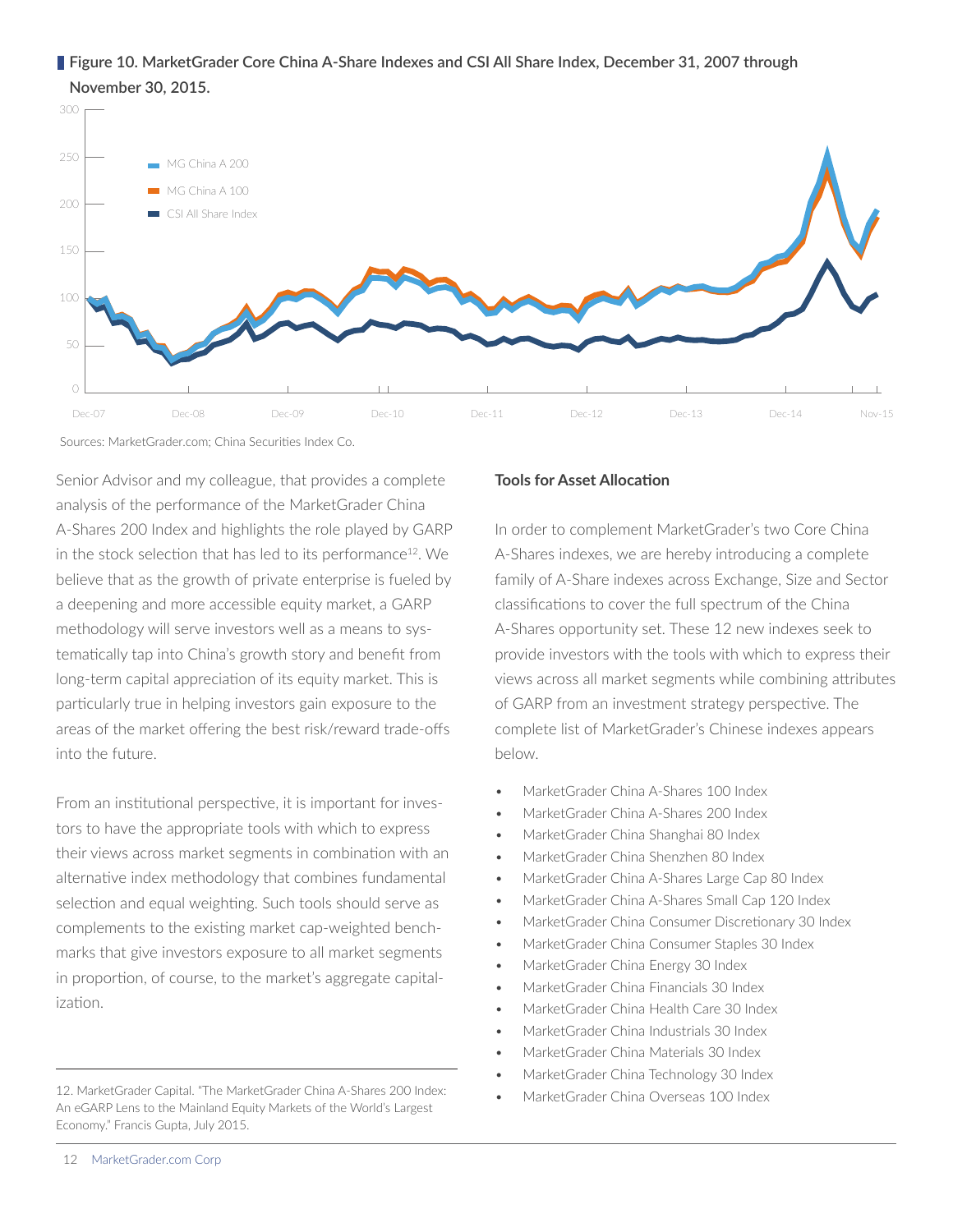**Figure 10. MarketGrader Core China A-Share Indexes and CSI All Share Index, December 31, 2007 through November 30, 2015.**

Sources: MarketGrader.com; China Securities Index Co.

Senior Advisor and my colleague, that provides a complete analysis of the performance of the MarketGrader China A-Shares 200 Index and highlights the role played by GARP in the stock selection that has led to its performance[12]. We believe that as the growth of private enterprise is fueled by a deepening and more accessible equity market, a GARP methodology will serve investors well as a means to systematically tap into China's growth story and benefit from long-term capital appreciation of its equity market. This is particularly true in helping investors gain exposure to the areas of the market offering the best risk/reward trade-offs into the future.

From an institutional perspective, it is important for investors to have the appropriate tools with which to express their views across market segments in combination with an alternative index methodology that combines fundamental selection and equal weighting. Such tools should serve as complements to the existing market cap-weighted benchmarks that give investors exposure to all market segments in proportion, of course, to the market's aggregate capitalization.

12. MarketGrader Capital. "The MarketGrader China A-Shares 200 Index: An eGARP Lens to the Mainland Equity Markets of the World's Largest Economy." Francis Gupta, July 2015.

**Tools for Asset Allocation**

In order to complement MarketGrader's two Core China A-Shares indexes, we are hereby introducing a complete family of A-Share indexes across Exchange, Size and Sector classifications to cover the full spectrum of the China A-Shares opportunity set. These 12 new indexes seek to provide investors with the tools with which to express their views across all market segments while combining attributes of GARP from an investment strategy perspective. The complete list of MarketGrader's Chinese indexes appears below.

- MarketGrader China A-Shares 100 Index
- MarketGrader China A-Shares 200 Index
- MarketGrader China Shanghai 80 Index
- MarketGrader China Shenzhen 80 Index
- MarketGrader China A-Shares Large Cap 80 Index
- MarketGrader China A-Shares Small Cap 120 Index
- MarketGrader China Consumer Discretionary 30 Index
- MarketGrader China Consumer Staples 30 Index
- MarketGrader China Energy 30 Index
- MarketGrader China Financials 30 Index
- MarketGrader China Health Care 30 Index
- MarketGrader China Industrials 30 Index
- MarketGrader China Materials 30 Index
- MarketGrader China Technology 30 Index
- MarketGrader China Overseas 100 Index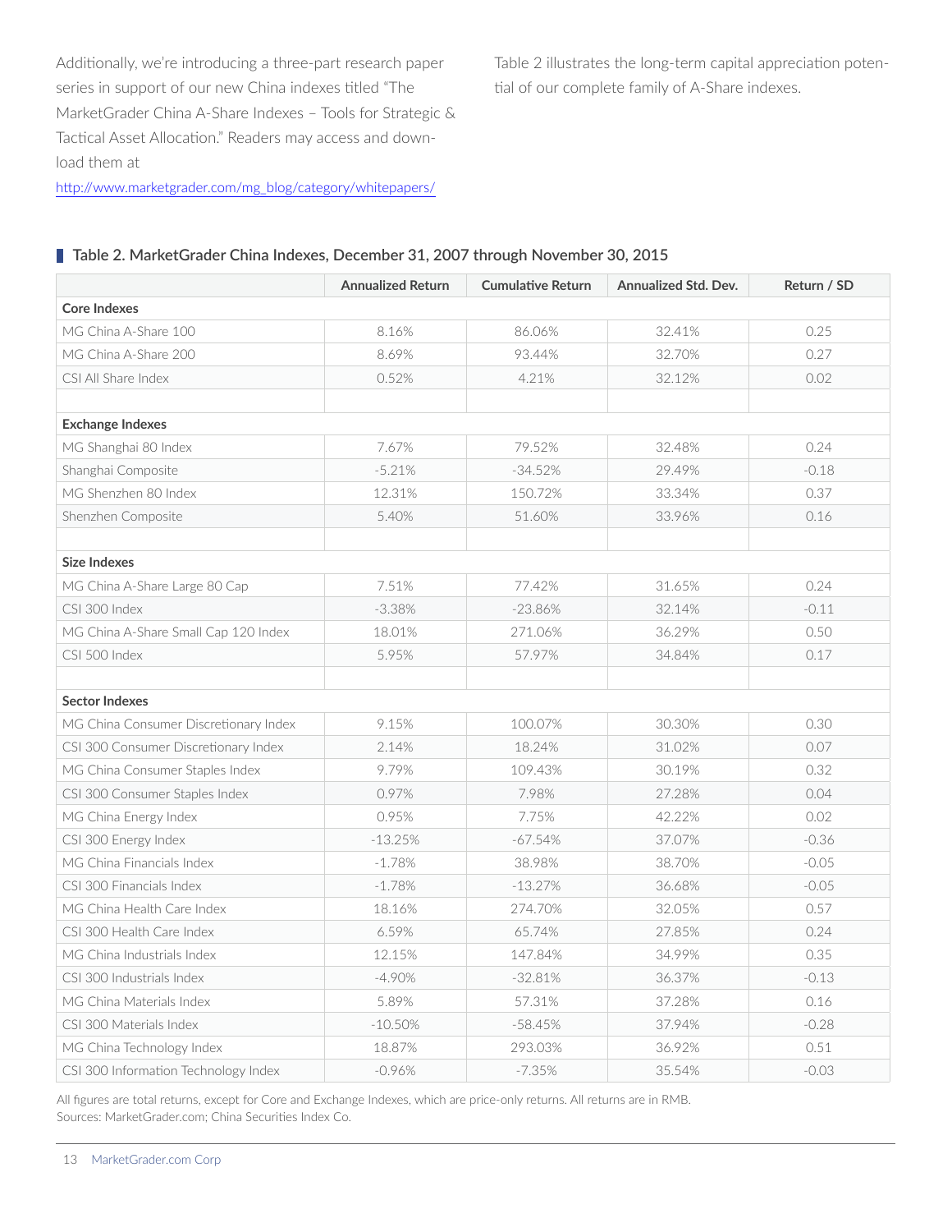Additionally, we're introducing a three-part research paper series in support of our new China indexes titled "The MarketGrader China A-Share Indexes – Tools for Strategic & Tactical Asset Allocation." Readers may access and download them at http://www.marketgrader.com/mg_blog/category/whitepapers/

Table 2 illustrates the long-term capital appreciation potential of our complete family of A-Share indexes.

### Table 2. MarketGrader China Indexes, December 31, 2007 through November 30, 2015

| | Annualized Return | Cumulative Return | Annualized Std. Dev. | Return / SD |
|---|---|---|---|---|
| **Core Indexes** | | | | |
| MG China A-Share 100 | 8.16% | 86.06% | 32.41% | 0.25 |
| MG China A-Share 200 | 8.69% | 93.44% | 32.70% | 0.27 |
| CSI All Share Index | 0.52% | 4.21% | 32.12% | 0.02 |
| | | | | |
| **Exchange Indexes** | | | | |
| MG Shanghai 80 Index | 7.67% | 79.52% | 32.48% | 0.24 |
| Shanghai Composite | -5.21% | -34.52% | 29.49% | -0.18 |
| MG Shenzhen 80 Index | 12.31% | 150.72% | 33.34% | 0.37 |
| Shenzhen Composite | 5.40% | 51.60% | 33.96% | 0.16 |
| | | | | |
| **Size Indexes** | | | | |
| MG China A-Share Large 80 Cap | 7.51% | 77.42% | 31.65% | 0.24 |
| CSI 300 Index | -3.38% | -23.86% | 32.14% | -0.11 |
| MG China A-Share Small Cap 120 Index | 18.01% | 271.06% | 36.29% | 0.50 |
| CSI 500 Index | 5.95% | 57.97% | 34.84% | 0.17 |
| | | | | |
| **Sector Indexes** | | | | |
| MG China Consumer Discretionary Index | 9.15% | 100.07% | 30.30% | 0.30 |
| CSI 300 Consumer Discretionary Index | 2.14% | 18.24% | 31.02% | 0.07 |
| MG China Consumer Staples Index | 9.79% | 109.43% | 30.19% | 0.32 |
| CSI 300 Consumer Staples Index | 0.97% | 7.98% | 27.28% | 0.04 |
| MG China Energy Index | 0.95% | 7.75% | 42.22% | 0.02 |
| CSI 300 Energy Index | -13.25% | -67.54% | 37.07% | -0.36 |
| MG China Financials Index | -1.78% | 38.98% | 38.70% | -0.05 |
| CSI 300 Financials Index | -1.78% | -13.27% | 36.68% | -0.05 |
| MG China Health Care Index | 18.16% | 274.70% | 32.05% | 0.57 |
| CSI 300 Health Care Index | 6.59% | 65.74% | 27.85% | 0.24 |
| MG China Industrials Index | 12.15% | 147.84% | 34.99% | 0.35 |
| CSI 300 Industrials Index | -4.90% | -32.81% | 36.37% | -0.13 |
| MG China Materials Index | 5.89% | 57.31% | 37.28% | 0.16 |
| CSI 300 Materials Index | -10.50% | -58.45% | 37.94% | -0.28 |
| MG China Technology Index | 18.87% | 293.03% | 36.92% | 0.51 |
| CSI 300 Information Technology Index | -0.96% | -7.35% | 35.54% | -0.03 |

All figures are total returns, except for Core and Exchange Indexes, which are price-only returns. All returns are in RMB.
Sources: MarketGrader.com; China Securities Index Co.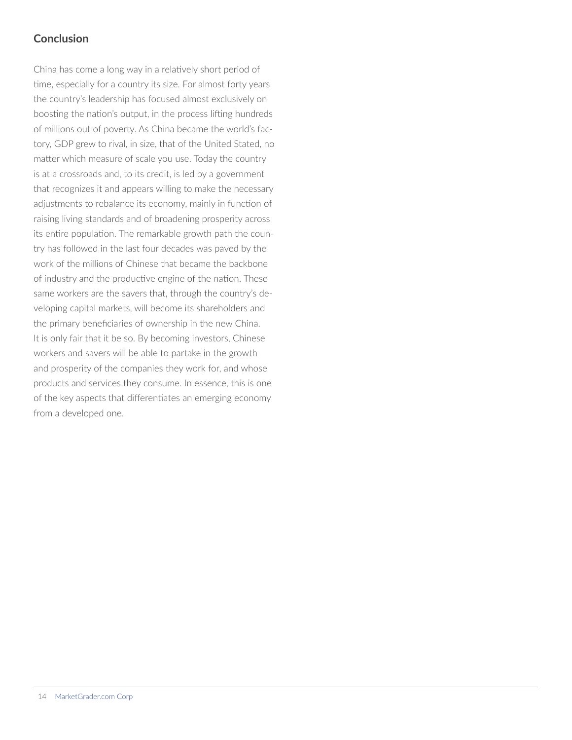## Conclusion

China has come a long way in a relatively short period of time, especially for a country its size. For almost forty years the country's leadership has focused almost exclusively on boosting the nation's output, in the process lifting hundreds of millions out of poverty. As China became the world's factory, GDP grew to rival, in size, that of the United Stated, no matter which measure of scale you use. Today the country is at a crossroads and, to its credit, is led by a government that recognizes it and appears willing to make the necessary adjustments to rebalance its economy, mainly in function of raising living standards and of broadening prosperity across its entire population. The remarkable growth path the country has followed in the last four decades was paved by the work of the millions of Chinese that became the backbone of industry and the productive engine of the nation. These same workers are the savers that, through the country's developing capital markets, will become its shareholders and the primary beneficiaries of ownership in the new China. It is only fair that it be so. By becoming investors, Chinese workers and savers will be able to partake in the growth and prosperity of the companies they work for, and whose products and services they consume. In essence, this is one of the key aspects that differentiates an emerging economy from a developed one.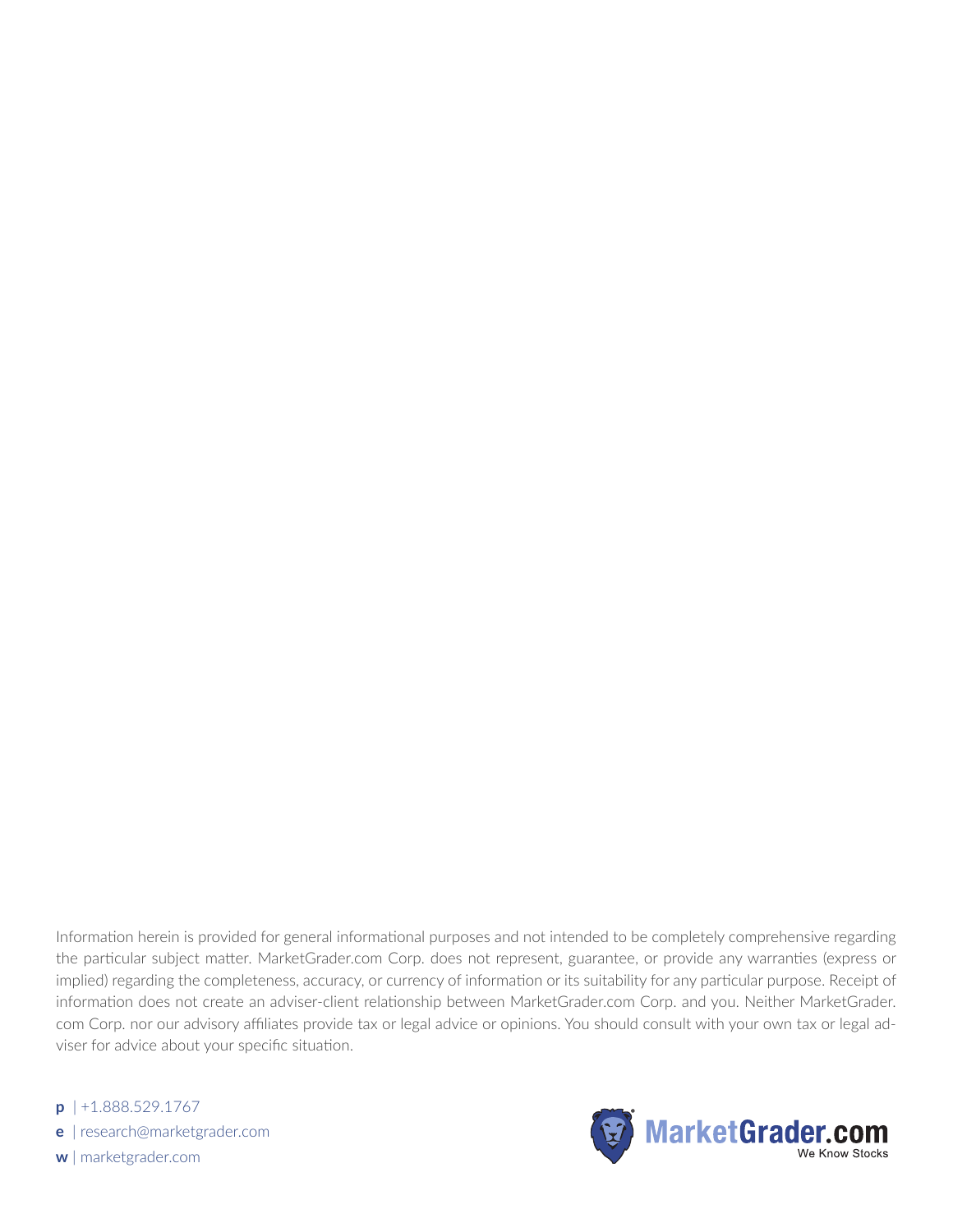Information herein is provided for general informational purposes and not intended to be completely comprehensive regarding the particular subject matter. MarketGrader.com Corp. does not represent, guarantee, or provide any warranties (express or implied) regarding the completeness, accuracy, or currency of information or its suitability for any particular purpose. Receipt of information does not create an adviser-client relationship between MarketGrader.com Corp. and you. Neither MarketGrader.com Corp. nor our advisory affiliates provide tax or legal advice or opinions. You should consult with your own tax or legal adviser for advice about your specific situation.

**p** | +1.888.529.1767

**e** | research@marketgrader.com

**w** | marketgrader.com

MarketGrader.com
We Know Stocks